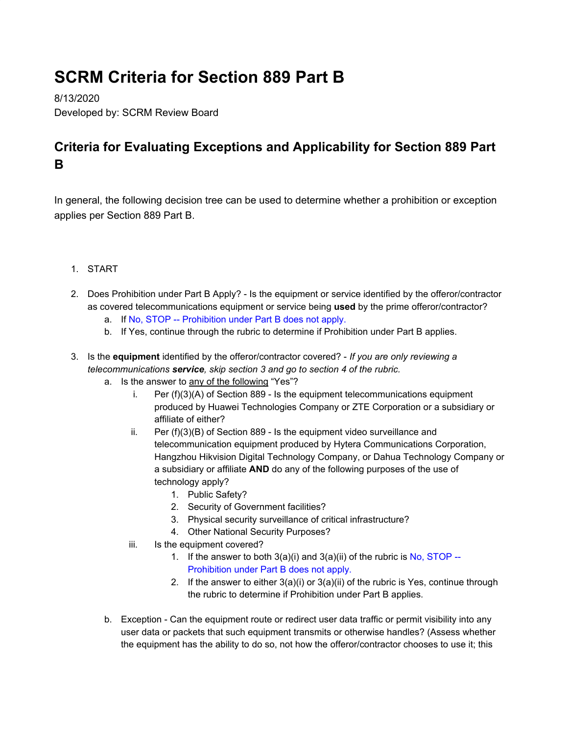# SCRM Criteria for Section 889 Part B

8/13/2020

Developed by: SCRM Review Board

## Criteria for Evaluating Exceptions and Applicability for Section 889 Part B

In general, the following decision tree can be used to determine whether a prohibition or exception applies per Section 889 Part B.

1. START

2. Does Prohibition under Part B Apply? - Is the equipment or service identified by the offeror/contractor as covered telecommunications equipment or service being **used** by the prime offeror/contractor?
   a. If No, STOP -- Prohibition under Part B does not apply.
   b. If Yes, continue through the rubric to determine if Prohibition under Part B applies.

3. Is the **equipment** identified by the offeror/contractor covered? - *If you are only reviewing a telecommunications **service**, skip section 3 and go to section 4 of the rubric.*
   a. Is the answer to <u>any of the following</u> "Yes"?
      i. Per (f)(3)(A) of Section 889 - Is the equipment telecommunications equipment produced by Huawei Technologies Company or ZTE Corporation or a subsidiary or affiliate of either?
      ii. Per (f)(3)(B) of Section 889 - Is the equipment video surveillance and telecommunication equipment produced by Hytera Communications Corporation, Hangzhou Hikvision Digital Technology Company, or Dahua Technology Company or a subsidiary or affiliate **AND** do any of the following purposes of the use of technology apply?
         1. Public Safety?
         2. Security of Government facilities?
         3. Physical security surveillance of critical infrastructure?
         4. Other National Security Purposes?
      iii. Is the equipment covered?
         1. If the answer to both 3(a)(i) and 3(a)(ii) of the rubric is No, STOP -- Prohibition under Part B does not apply.
         2. If the answer to either 3(a)(i) or 3(a)(ii) of the rubric is Yes, continue through the rubric to determine if Prohibition under Part B applies.
   b. Exception - Can the equipment route or redirect user data traffic or permit visibility into any user data or packets that such equipment transmits or otherwise handles? (Assess whether the equipment has the ability to do so, not how the offeror/contractor chooses to use it; this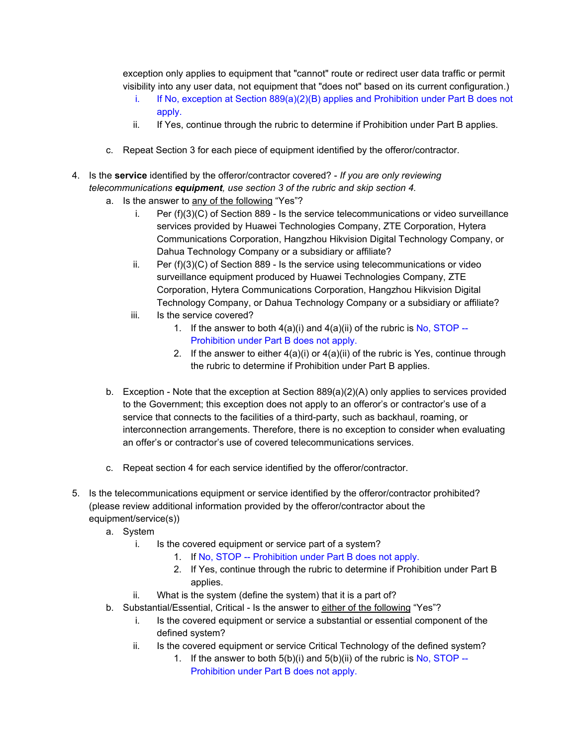exception only applies to equipment that "cannot" route or redirect user data traffic or permit visibility into any user data, not equipment that "does not" based on its current configuration.)

   i. If No, exception at Section 889(a)(2)(B) applies and Prohibition under Part B does not apply.
   ii. If Yes, continue through the rubric to determine if Prohibition under Part B applies.

c. Repeat Section 3 for each piece of equipment identified by the offeror/contractor.

4. Is the **service** identified by the offeror/contractor covered? - *If you are only reviewing telecommunications **equipment**, use section 3 of the rubric and skip section 4.*
   a. Is the answer to <u>any of the following</u> "Yes"?
      i. Per (f)(3)(C) of Section 889 - Is the service telecommunications or video surveillance services provided by Huawei Technologies Company, ZTE Corporation, Hytera Communications Corporation, Hangzhou Hikvision Digital Technology Company, or Dahua Technology Company or a subsidiary or affiliate?
      ii. Per (f)(3)(C) of Section 889 - Is the service using telecommunications or video surveillance equipment produced by Huawei Technologies Company, ZTE Corporation, Hytera Communications Corporation, Hangzhou Hikvision Digital Technology Company, or Dahua Technology Company or a subsidiary or affiliate?
      iii. Is the service covered?
         1. If the answer to both 4(a)(i) and 4(a)(ii) of the rubric is No, STOP -- Prohibition under Part B does not apply.
         2. If the answer to either 4(a)(i) or 4(a)(ii) of the rubric is Yes, continue through the rubric to determine if Prohibition under Part B applies.

   b. Exception - Note that the exception at Section 889(a)(2)(A) only applies to services provided to the Government; this exception does not apply to an offeror's or contractor's use of a service that connects to the facilities of a third-party, such as backhaul, roaming, or interconnection arrangements. Therefore, there is no exception to consider when evaluating an offer's or contractor's use of covered telecommunications services.

   c. Repeat section 4 for each service identified by the offeror/contractor.

5. Is the telecommunications equipment or service identified by the offeror/contractor prohibited? (please review additional information provided by the offeror/contractor about the equipment/service(s))
   a. System
      i. Is the covered equipment or service part of a system?
         1. If No, STOP -- Prohibition under Part B does not apply.
         2. If Yes, continue through the rubric to determine if Prohibition under Part B applies.
      ii. What is the system (define the system) that it is a part of?
   b. Substantial/Essential, Critical - Is the answer to <u>either of the following</u> "Yes"?
      i. Is the covered equipment or service a substantial or essential component of the defined system?
      ii. Is the covered equipment or service Critical Technology of the defined system?
         1. If the answer to both 5(b)(i) and 5(b)(ii) of the rubric is No, STOP -- Prohibition under Part B does not apply.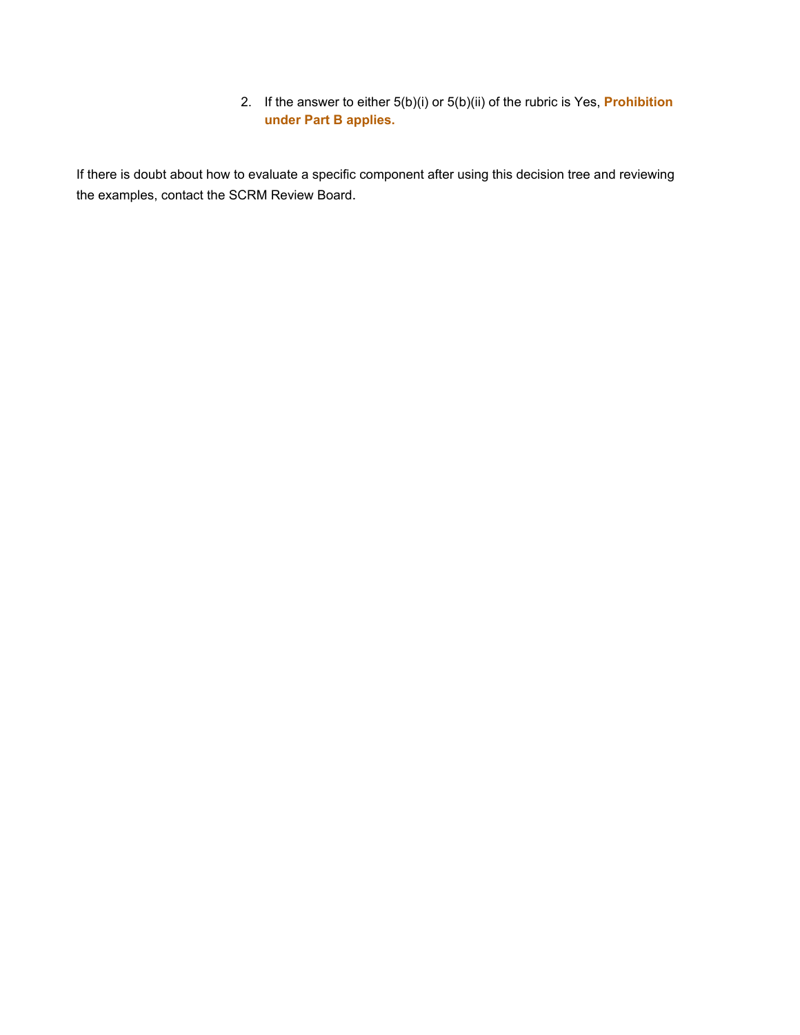2. If the answer to either 5(b)(i) or 5(b)(ii) of the rubric is Yes, **Prohibition under Part B applies.**

If there is doubt about how to evaluate a specific component after using this decision tree and reviewing the examples, contact the SCRM Review Board.